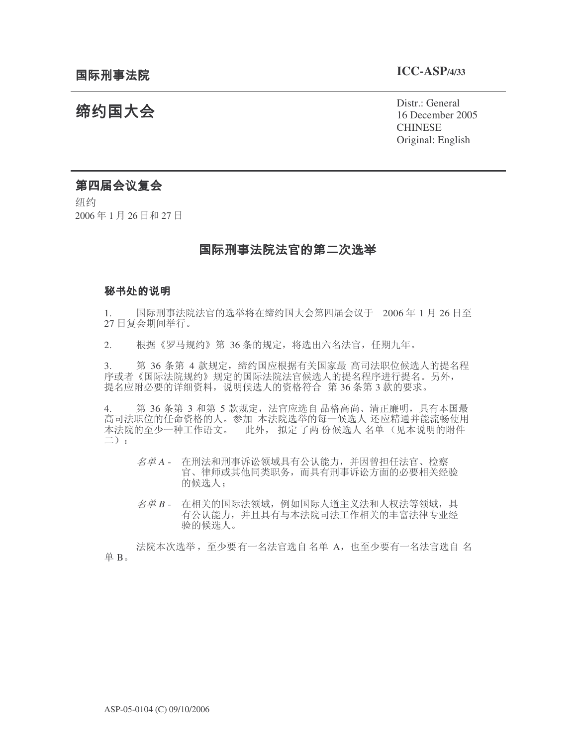国际刑事法院 **ICC-ASP/4/33**

# 缔约国大会

Distr.: General
16 December 2005
CHINESE
Original: English

## 第四届会议复会

纽约
2006 年 1 月 26 日和 27 日

## 国际刑事法院法官的第二次选举

### 秘书处的说明

1. 国际刑事法院法官的选举将在缔约国大会第四届会议于 2006 年 1 月 26 日至 27 日复会期间举行。

2. 根据《罗马规约》第 36 条的规定，将选出六名法官，任期九年。

3. 第 36 条第 4 款规定，缔约国应根据有关国家最高司法职位候选人的提名程序或者《国际法院规约》规定的国际法院法官候选人的提名程序进行提名。另外，提名应附必要的详细资料，说明候选人的资格符合第 36 条第 3 款的要求。

4. 第 36 条第 3 和第 5 款规定，法官应选自品格高尚、清正廉明，具有本国最高司法职位的任命资格的人。参加本法院选举的每一候选人还应精通并能流畅使用本法院的至少一种工作语文。 此外，拟定了两份候选人名单（见本说明的附件二）：

*名单 A* - 在刑法和刑事诉讼领域具有公认能力，并因曾担任法官、检察官、律师或其他同类职务，而具有刑事诉讼方面的必要相关经验的候选人；

*名单 B* - 在相关的国际法领域，例如国际人道主义法和人权法等领域，具有公认能力，并且具有与本法院司法工作相关的丰富法律专业经验的候选人。

法院本次选举，至少要有一名法官选自名单 A，也至少要有一名法官选自名单 B。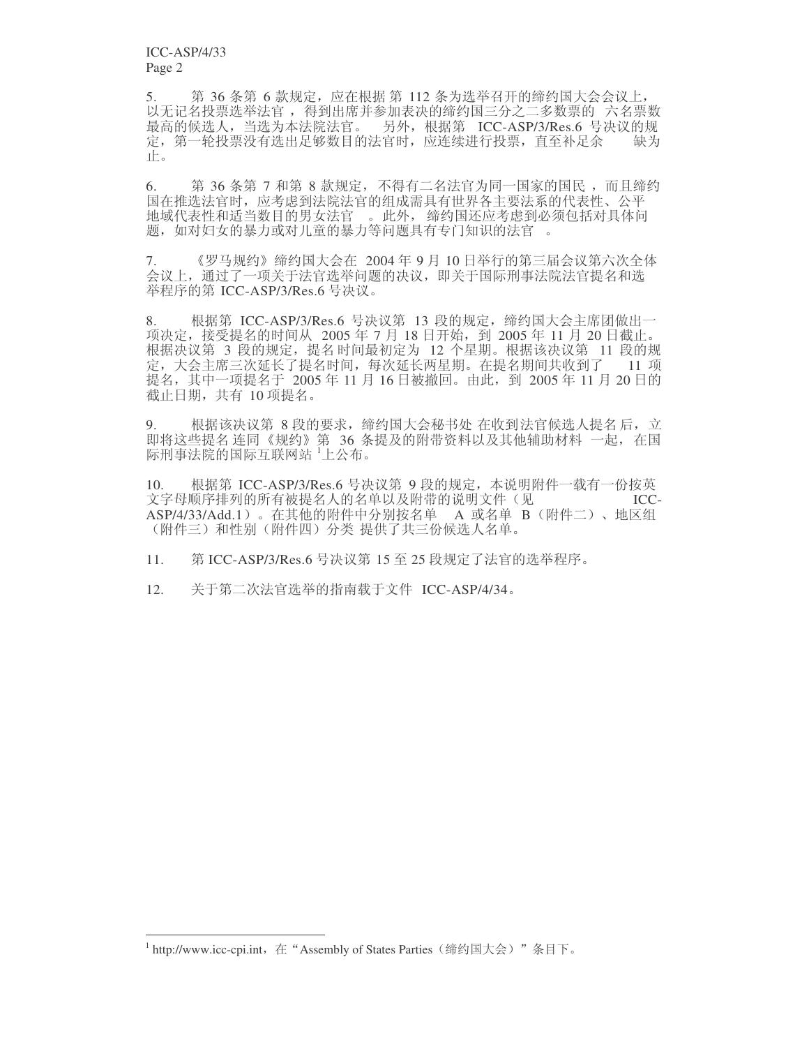5. 第 36 条第 6 款规定，应在根据第 112 条为选举召开的缔约国大会会议上，以无记名投票选举法官，得到出席并参加表决的缔约国三分之二多数票的六名票数最高的候选人，当选为本法院法官。另外，根据第 ICC-ASP/3/Res.6 号决议的规定，第一轮投票没有选出足够数目的法官时，应连续进行投票，直至补足余缺为止。

6. 第 36 条第 7 和第 8 款规定，不得有二名法官为同一国家的国民，而且缔约国在推选法官时，应考虑到法院法官的组成需具有世界各主要法系的代表性、公平地域代表性和适当数目的男女法官。此外，缔约国还应考虑到必须包括对具体问题，如对妇女的暴力或对儿童的暴力等问题具有专门知识的法官。

7. 《罗马规约》缔约国大会在 2004 年 9 月 10 日举行的第三届会议第六次全体会议上，通过了一项关于法官选举问题的决议，即关于国际刑事法院法官提名和选举程序的第 ICC-ASP/3/Res.6 号决议。

8. 根据第 ICC-ASP/3/Res.6 号决议第 13 段的规定，缔约国大会主席团做出一项决定，接受提名的时间从 2005 年 7 月 18 日开始，到 2005 年 11 月 20 日截止。根据决议第 3 段的规定，提名时间最初定为 12 个星期。根据该决议第 11 段的规定，大会主席三次延长了提名时间，每次延长两星期。在提名期间共收到了 11 项提名，其中一项提名于 2005 年 11 月 16 日被撤回。由此，到 2005 年 11 月 20 日的截止日期，共有 10 项提名。

9. 根据该决议第 8 段的要求，缔约国大会秘书处在收到法官候选人提名后，立即将这些提名连同《规约》第 36 条提及的附带资料以及其他辅助材料一起，在国际刑事法院的国际互联网站[1]上公布。

10. 根据第 ICC-ASP/3/Res.6 号决议第 9 段的规定，本说明附件一载有一份按英文字母顺序排列的所有被提名人的名单以及附带的说明文件（见 ICC-ASP/4/33/Add.1）。在其他的附件中分别按名单 A 或名单 B（附件二）、地区组（附件三）和性别（附件四）分类提供了共三份候选人名单。

11. 第 ICC-ASP/3/Res.6 号决议第 15 至 25 段规定了法官的选举程序。

12. 关于第二次法官选举的指南载于文件 ICC-ASP/4/34。

---

[1] http://www.icc-cpi.int，在“Assembly of States Parties（缔约国大会）”条目下。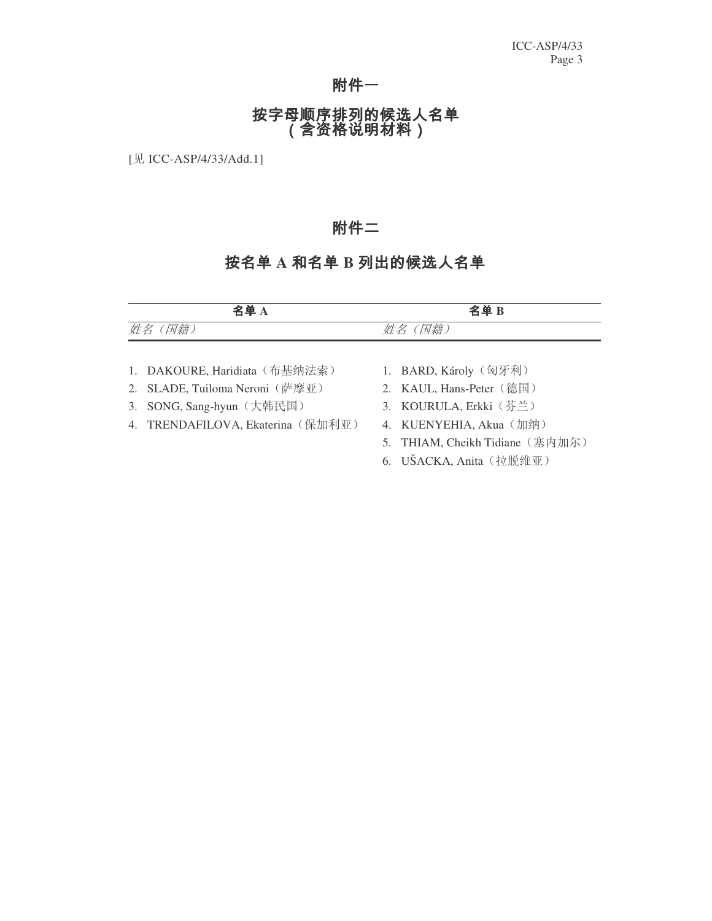# 附件一

## 按字母顺序排列的候选人名单（含资格说明材料）

[见 ICC-ASP/4/33/Add.1]

# 附件二

## 按名单 A 和名单 B 列出的候选人名单

| 名单 A | 名单 B |
|---|---|
| *姓名（国籍）* | *姓名（国籍）* |
| 1. DAKOURE, Haridiata（布基纳法索） | 1. BARD, Károly（匈牙利） |
| 2. SLADE, Tuiloma Neroni（萨摩亚） | 2. KAUL, Hans-Peter（德国） |
| 3. SONG, Sang-hyun（大韩民国） | 3. KOURULA, Erkki（芬兰） |
| 4. TRENDAFILOVA, Ekaterina（保加利亚） | 4. KUENYEHIA, Akua（加纳） |
| | 5. THIAM, Cheikh Tidiane（塞内加尔） |
| | 6. UŠACKA, Anita（拉脱维亚） |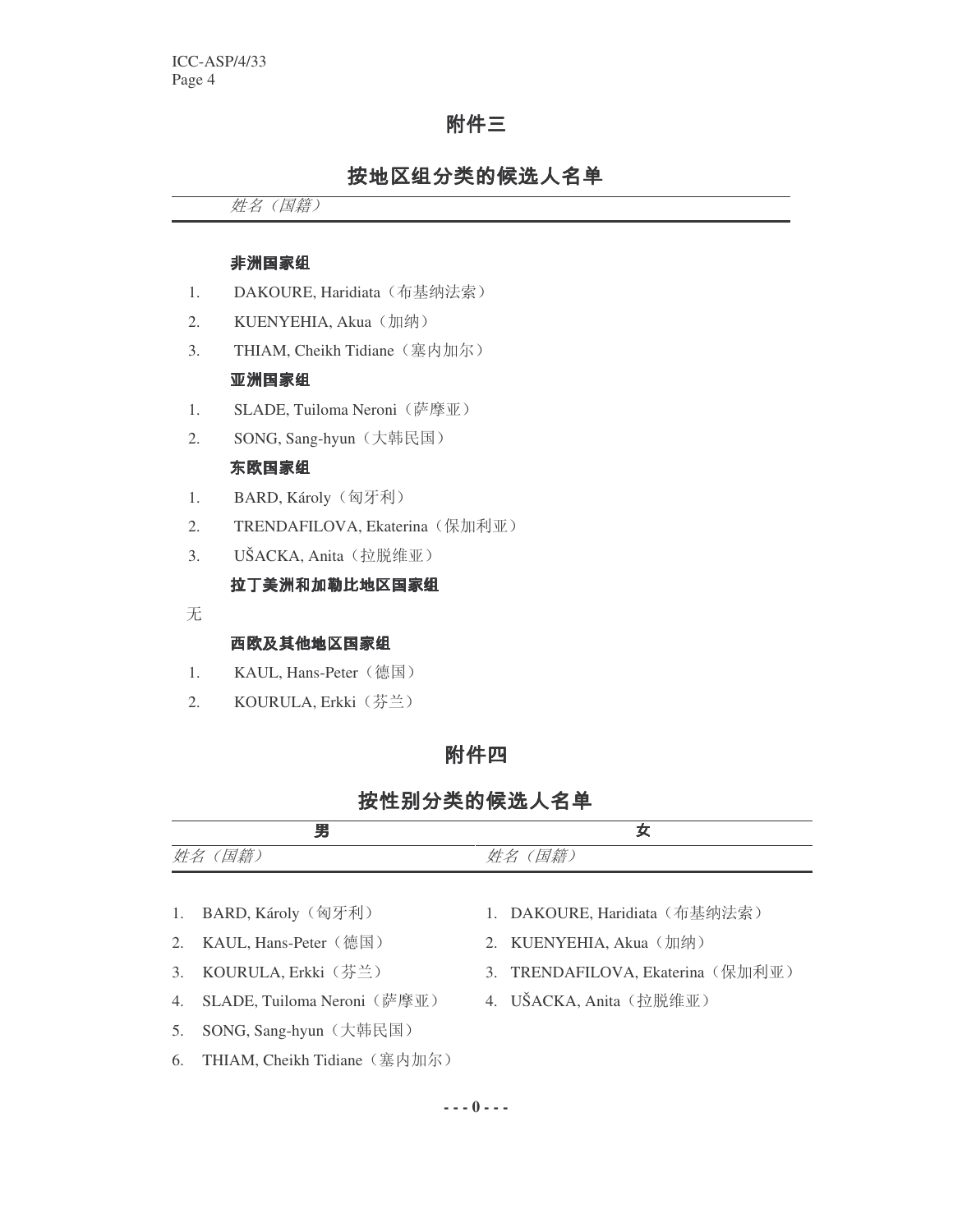# 附件三

## 按地区组分类的候选人名单

*姓名（国籍）*

**非洲国家组**

1. DAKOURE, Haridiata（布基纳法索）
2. KUENYEHIA, Akua（加纳）
3. THIAM, Cheikh Tidiane（塞内加尔）

**亚洲国家组**

1. SLADE, Tuiloma Neroni（萨摩亚）
2. SONG, Sang-hyun（大韩民国）

**东欧国家组**

1. BARD, Károly（匈牙利）
2. TRENDAFILOVA, Ekaterina（保加利亚）
3. UŠACKA, Anita（拉脱维亚）

**拉丁美洲和加勒比地区国家组**

无

**西欧及其他地区国家组**

1. KAUL, Hans-Peter（德国）
2. KOURULA, Erkki（芬兰）

# 附件四

## 按性别分类的候选人名单

| 男 | 女 |
|---|---|
| *姓名（国籍）* | *姓名（国籍）* |
| 1. BARD, Károly（匈牙利） | 1. DAKOURE, Haridiata（布基纳法索） |
| 2. KAUL, Hans-Peter（德国） | 2. KUENYEHIA, Akua（加纳） |
| 3. KOURULA, Erkki（芬兰） | 3. TRENDAFILOVA, Ekaterina（保加利亚） |
| 4. SLADE, Tuiloma Neroni（萨摩亚） | 4. UŠACKA, Anita（拉脱维亚） |
| 5. SONG, Sang-hyun（大韩民国） | |
| 6. THIAM, Cheikh Tidiane（塞内加尔） | |

- - - 0 - - -